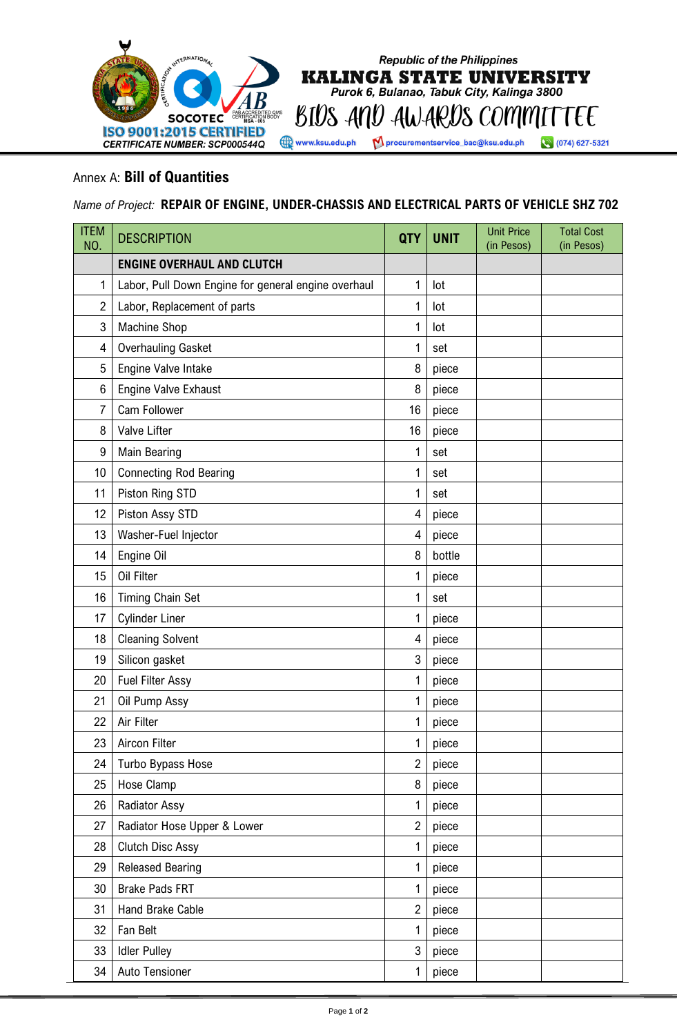Republic of the Philippines

**KALINGA STATE UNIVERSITY**

*Purok 6, Bulanao, Tabuk City, Kalinga 3800*

BIDS AND AWARDS COMMITTEE

ISO 9001:2015 CERTIFIED
CERTIFICATE NUMBER: SCP000544Q

www.ksu.edu.ph | procurementservice_bac@ksu.edu.ph | (074) 627-5321

Annex A: **Bill of Quantities**

*Name of Project:* **REPAIR OF ENGINE, UNDER-CHASSIS AND ELECTRICAL PARTS OF VEHICLE SHZ 702**

| ITEM NO. | DESCRIPTION | QTY | UNIT | Unit Price (in Pesos) | Total Cost (in Pesos) |
|---|---|---|---|---|---|
| | **ENGINE OVERHAUL AND CLUTCH** | | | | |
| 1 | Labor, Pull Down Engine for general engine overhaul | 1 | lot | | |
| 2 | Labor, Replacement of parts | 1 | lot | | |
| 3 | Machine Shop | 1 | lot | | |
| 4 | Overhauling Gasket | 1 | set | | |
| 5 | Engine Valve Intake | 8 | piece | | |
| 6 | Engine Valve Exhaust | 8 | piece | | |
| 7 | Cam Follower | 16 | piece | | |
| 8 | Valve Lifter | 16 | piece | | |
| 9 | Main Bearing | 1 | set | | |
| 10 | Connecting Rod Bearing | 1 | set | | |
| 11 | Piston Ring STD | 1 | set | | |
| 12 | Piston Assy STD | 4 | piece | | |
| 13 | Washer-Fuel Injector | 4 | piece | | |
| 14 | Engine Oil | 8 | bottle | | |
| 15 | Oil Filter | 1 | piece | | |
| 16 | Timing Chain Set | 1 | set | | |
| 17 | Cylinder Liner | 1 | piece | | |
| 18 | Cleaning Solvent | 4 | piece | | |
| 19 | Silicon gasket | 3 | piece | | |
| 20 | Fuel Filter Assy | 1 | piece | | |
| 21 | Oil Pump Assy | 1 | piece | | |
| 22 | Air Filter | 1 | piece | | |
| 23 | Aircon Filter | 1 | piece | | |
| 24 | Turbo Bypass Hose | 2 | piece | | |
| 25 | Hose Clamp | 8 | piece | | |
| 26 | Radiator Assy | 1 | piece | | |
| 27 | Radiator Hose Upper & Lower | 2 | piece | | |
| 28 | Clutch Disc Assy | 1 | piece | | |
| 29 | Released Bearing | 1 | piece | | |
| 30 | Brake Pads FRT | 1 | piece | | |
| 31 | Hand Brake Cable | 2 | piece | | |
| 32 | Fan Belt | 1 | piece | | |
| 33 | Idler Pulley | 3 | piece | | |
| 34 | Auto Tensioner | 1 | piece | | |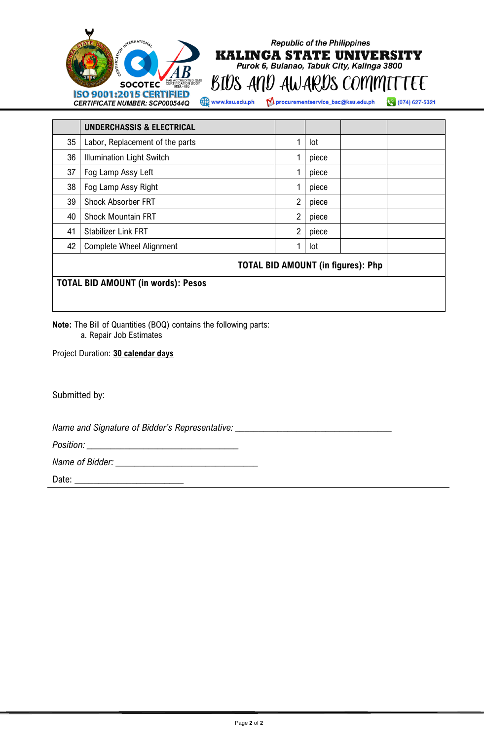| | UNDERCHASSIS & ELECTRICAL | | | | |
|---|---|---|---|---|---|
| 35 | Labor, Replacement of the parts | 1 | lot | | |
| 36 | Illumination Light Switch | 1 | piece | | |
| 37 | Fog Lamp Assy Left | 1 | piece | | |
| 38 | Fog Lamp Assy Right | 1 | piece | | |
| 39 | Shock Absorber FRT | 2 | piece | | |
| 40 | Shock Mountain FRT | 2 | piece | | |
| 41 | Stabilizer Link FRT | 2 | piece | | |
| 42 | Complete Wheel Alignment | 1 | lot | | |
| | | | | **TOTAL BID AMOUNT (in figures): Php** | |
| **TOTAL BID AMOUNT (in words): Pesos** | | | | | |

**Note:** The Bill of Quantities (BOQ) contains the following parts:

a. Repair Job Estimates

Project Duration: **30 calendar days**

Submitted by:

*Name and Signature of Bidder's Representative:* ________________________________

*Position:* ________________________________

*Name of Bidder:* ______________________________

Date: _______________________